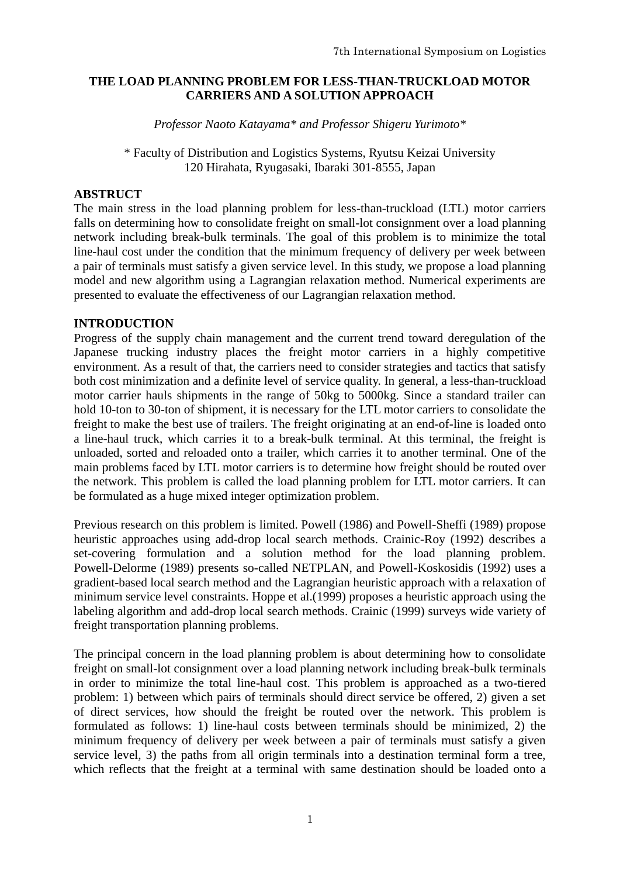# THE LOAD PLANNING PROBLEM FOR LESS-THAN-TRUCKLOAD MOTOR CARRIERS AND A SOLUTION APPROACH

*Professor Naoto Katayama\* and Professor Shigeru Yurimoto\**

\* Faculty of Distribution and Logistics Systems, Ryutsu Keizai University
120 Hirahata, Ryugasaki, Ibaraki 301-8555, Japan

## ABSTRUCT

The main stress in the load planning problem for less-than-truckload (LTL) motor carriers falls on determining how to consolidate freight on small-lot consignment over a load planning network including break-bulk terminals. The goal of this problem is to minimize the total line-haul cost under the condition that the minimum frequency of delivery per week between a pair of terminals must satisfy a given service level. In this study, we propose a load planning model and new algorithm using a Lagrangian relaxation method. Numerical experiments are presented to evaluate the effectiveness of our Lagrangian relaxation method.

## INTRODUCTION

Progress of the supply chain management and the current trend toward deregulation of the Japanese trucking industry places the freight motor carriers in a highly competitive environment. As a result of that, the carriers need to consider strategies and tactics that satisfy both cost minimization and a definite level of service quality. In general, a less-than-truckload motor carrier hauls shipments in the range of 50kg to 5000kg. Since a standard trailer can hold 10-ton to 30-ton of shipment, it is necessary for the LTL motor carriers to consolidate the freight to make the best use of trailers. The freight originating at an end-of-line is loaded onto a line-haul truck, which carries it to a break-bulk terminal. At this terminal, the freight is unloaded, sorted and reloaded onto a trailer, which carries it to another terminal. One of the main problems faced by LTL motor carriers is to determine how freight should be routed over the network. This problem is called the load planning problem for LTL motor carriers. It can be formulated as a huge mixed integer optimization problem.

Previous research on this problem is limited. Powell (1986) and Powell-Sheffi (1989) propose heuristic approaches using add-drop local search methods. Crainic-Roy (1992) describes a set-covering formulation and a solution method for the load planning problem. Powell-Delorme (1989) presents so-called NETPLAN, and Powell-Koskosidis (1992) uses a gradient-based local search method and the Lagrangian heuristic approach with a relaxation of minimum service level constraints. Hoppe et al.(1999) proposes a heuristic approach using the labeling algorithm and add-drop local search methods. Crainic (1999) surveys wide variety of freight transportation planning problems.

The principal concern in the load planning problem is about determining how to consolidate freight on small-lot consignment over a load planning network including break-bulk terminals in order to minimize the total line-haul cost. This problem is approached as a two-tiered problem: 1) between which pairs of terminals should direct service be offered, 2) given a set of direct services, how should the freight be routed over the network. This problem is formulated as follows: 1) line-haul costs between terminals should be minimized, 2) the minimum frequency of delivery per week between a pair of terminals must satisfy a given service level, 3) the paths from all origin terminals into a destination terminal form a tree, which reflects that the freight at a terminal with same destination should be loaded onto a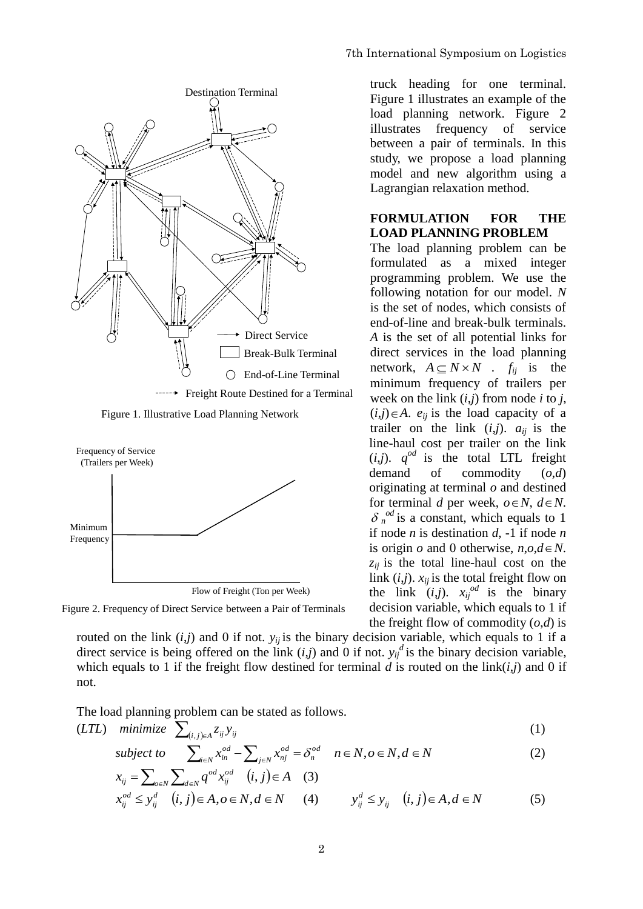Destination Terminal

Direct Service

Break-Bulk Terminal

End-of-Line Terminal

Freight Route Destined for a Terminal

Figure 1. Illustrative Load Planning Network

Frequency of Service (Trailers per Week)

Minimum Frequency

Flow of Freight (Ton per Week)

Figure 2. Frequency of Direct Service between a Pair of Terminals

truck heading for one terminal. Figure 1 illustrates an example of the load planning network. Figure 2 illustrates frequency of service between a pair of terminals. In this study, we propose a load planning model and new algorithm using a Lagrangian relaxation method.

## FORMULATION FOR THE LOAD PLANNING PROBLEM

The load planning problem can be formulated as a mixed integer programming problem. We use the following notation for our model. $N$ is the set of nodes, which consists of end-of-line and break-bulk terminals. $A$ is the set of all potential links for direct services in the load planning network, $A \subseteq N \times N$ . $f_{ij}$ is the minimum frequency of trailers per week on the link $(i,j)$ from node $i$ to $j$, $(i,j) \in A$. $e_{ij}$ is the load capacity of a trailer on the link $(i,j)$. $a_{ij}$ is the line-haul cost per trailer on the link $(i,j)$. $q^{od}$ is the total LTL freight demand of commodity $(o,d)$ originating at terminal $o$ and destined for terminal $d$ per week, $o \in N$, $d \in N$. $\delta_n^{od}$ is a constant, which equals to 1 if node $n$ is destination $d$, -1 if node $n$ is origin $o$ and 0 otherwise, $n,o,d \in N$. $z_{ij}$ is the total line-haul cost on the link $(i,j)$. $x_{ij}$ is the total freight flow on the link $(i,j)$. $x_{ij}^{od}$ is the binary decision variable, which equals to 1 if the freight flow of commodity $(o,d)$ is routed on the link $(i,j)$ and 0 if not. $y_{ij}$ is the binary decision variable, which equals to 1 if a direct service is being offered on the link $(i,j)$ and 0 if not. $y_{ij}^{d}$ is the binary decision variable, which equals to 1 if the freight flow destined for terminal $d$ is routed on the link$(i,j)$ and 0 if not.

The load planning problem can be stated as follows.

$$(LTL) \quad \text{minimize} \quad \sum_{(i,j)\in A} z_{ij} y_{ij} \tag{1}$$

$$\text{subject to} \quad \sum_{i\in N} x_{in}^{od} - \sum_{j\in N} x_{nj}^{od} = \delta_n^{od} \quad n \in N, o \in N, d \in N \tag{2}$$

$$x_{ij} = \sum_{o\in N} \sum_{d\in N} q^{od} x_{ij}^{od} \quad (i,j) \in A \tag{3}$$

$$x_{ij}^{od} \le y_{ij}^{d} \quad (i,j) \in A, o \in N, d \in N \tag{4}$$

$$y_{ij}^{d} \le y_{ij} \quad (i,j) \in A, d \in N \tag{5}$$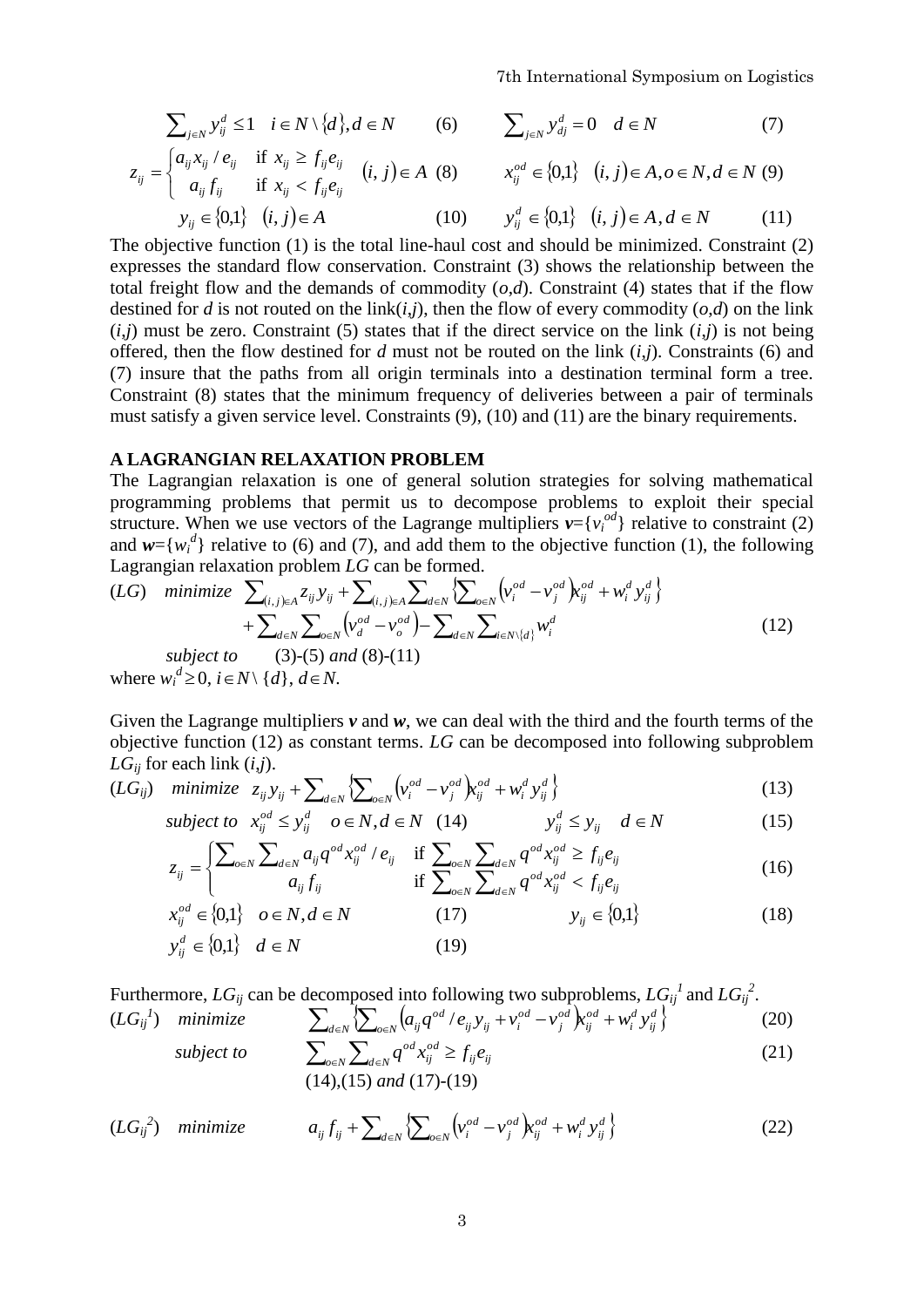$$\sum_{j\in N} y_{ij}^d \le 1 \quad i \in N \setminus \{d\}, d \in N \qquad (6) \qquad\qquad \sum_{j\in N} y_{dj}^d = 0 \quad d \in N \qquad (7)$$

$$z_{ij} = \begin{cases} a_{ij} x_{ij} / e_{ij} & \text{if } x_{ij} \ge f_{ij} e_{ij} \\ a_{ij} f_{ij} & \text{if } x_{ij} < f_{ij} e_{ij} \end{cases} \quad (i,j) \in A \quad (8) \qquad x_{ij}^{od} \in \{0,1\} \quad (i,j) \in A, o \in N, d \in N \quad (9)$$

$$y_{ij} \in \{0,1\} \quad (i,j) \in A \qquad (10) \qquad\qquad y_{ij}^d \in \{0,1\} \quad (i,j) \in A, d \in N \qquad (11)$$

The objective function (1) is the total line-haul cost and should be minimized. Constraint (2) expresses the standard flow conservation. Constraint (3) shows the relationship between the total freight flow and the demands of commodity $(o,d)$. Constraint (4) states that if the flow destined for $d$ is not routed on the link$(i,j)$, then the flow of every commodity $(o,d)$ on the link $(i,j)$ must be zero. Constraint (5) states that if the direct service on the link $(i,j)$ is not being offered, then the flow destined for $d$ must not be routed on the link $(i,j)$. Constraints (6) and (7) insure that the paths from all origin terminals into a destination terminal form a tree. Constraint (8) states that the minimum frequency of deliveries between a pair of terminals must satisfy a given service level. Constraints (9), (10) and (11) are the binary requirements.

## A LAGRANGIAN RELAXATION PROBLEM

The Lagrangian relaxation is one of general solution strategies for solving mathematical programming problems that permit us to decompose problems to exploit their special structure. When we use vectors of the Lagrange multipliers $\boldsymbol{v}=\{v_i^{od}\}$ relative to constraint (2) and $\boldsymbol{w}=\{w_i^d\}$ relative to (6) and (7), and add them to the objective function (1), the following Lagrangian relaxation problem $LG$ can be formed.

$$(LG) \quad \textit{minimize} \quad \sum_{(i,j)\in A} z_{ij} y_{ij} + \sum_{(i,j)\in A} \sum_{d\in N} \left\{ \sum_{o\in N} \left( v_i^{od} - v_j^{od} \right) x_{ij}^{od} + w_i^d y_{ij}^d \right\}$$
$$+ \sum_{d\in N} \sum_{o\in N} \left( v_d^{od} - v_o^{od} \right) - \sum_{d\in N} \sum_{i\in N\setminus\{d\}} w_i^d \qquad (12)$$

*subject to* (3)-(5) *and* (8)-(11)

where $w_i^d \ge 0$, $i \in N \setminus \{d\}$, $d \in N$.

Given the Lagrange multipliers $\boldsymbol{v}$ and $\boldsymbol{w}$, we can deal with the third and the fourth terms of the objective function (12) as constant terms. $LG$ can be decomposed into following subproblem $LG_{ij}$ for each link $(i,j)$.

$$(LG_{ij}) \quad \textit{minimize} \quad z_{ij} y_{ij} + \sum_{d\in N} \left\{ \sum_{o\in N} \left( v_i^{od} - v_j^{od} \right) x_{ij}^{od} + w_i^d y_{ij}^d \right\} \qquad (13)$$

$$\textit{subject to} \quad x_{ij}^{od} \le y_{ij}^d \quad o \in N, d \in N \quad (14) \qquad\qquad y_{ij}^d \le y_{ij} \quad d \in N \qquad (15)$$

$$z_{ij} = \begin{cases} \sum_{o\in N} \sum_{d\in N} a_{ij} q^{od} x_{ij}^{od} / e_{ij} & \text{if } \sum_{o\in N} \sum_{d\in N} q^{od} x_{ij}^{od} \ge f_{ij} e_{ij} \\ a_{ij} f_{ij} & \text{if } \sum_{o\in N} \sum_{d\in N} q^{od} x_{ij}^{od} < f_{ij} e_{ij} \end{cases} \qquad (16)$$

$$x_{ij}^{od} \in \{0,1\} \quad o \in N, d \in N \qquad (17) \qquad\qquad y_{ij} \in \{0,1\} \qquad (18)$$

$$y_{ij}^d \in \{0,1\} \quad d \in N \qquad (19)$$

Furthermore, $LG_{ij}$ can be decomposed into following two subproblems, $LG_{ij}^1$ and $LG_{ij}^2$.

$$(LG_{ij}^1) \quad \textit{minimize} \quad \sum_{d\in N} \left\{ \sum_{o\in N} \left( a_{ij} q^{od} / e_{ij} y_{ij} + v_i^{od} - v_j^{od} \right) x_{ij}^{od} + w_i^d y_{ij}^d \right\} \qquad (20)$$

$$\textit{subject to} \quad \sum_{o\in N} \sum_{d\in N} q^{od} x_{ij}^{od} \ge f_{ij} e_{ij} \qquad (21)$$

(14),(15) *and* (17)-(19)

$$(LG_{ij}^2) \quad \textit{minimize} \quad a_{ij} f_{ij} + \sum_{d\in N} \left\{ \sum_{o\in N} \left( v_i^{od} - v_j^{od} \right) x_{ij}^{od} + w_i^d y_{ij}^d \right\} \qquad (22)$$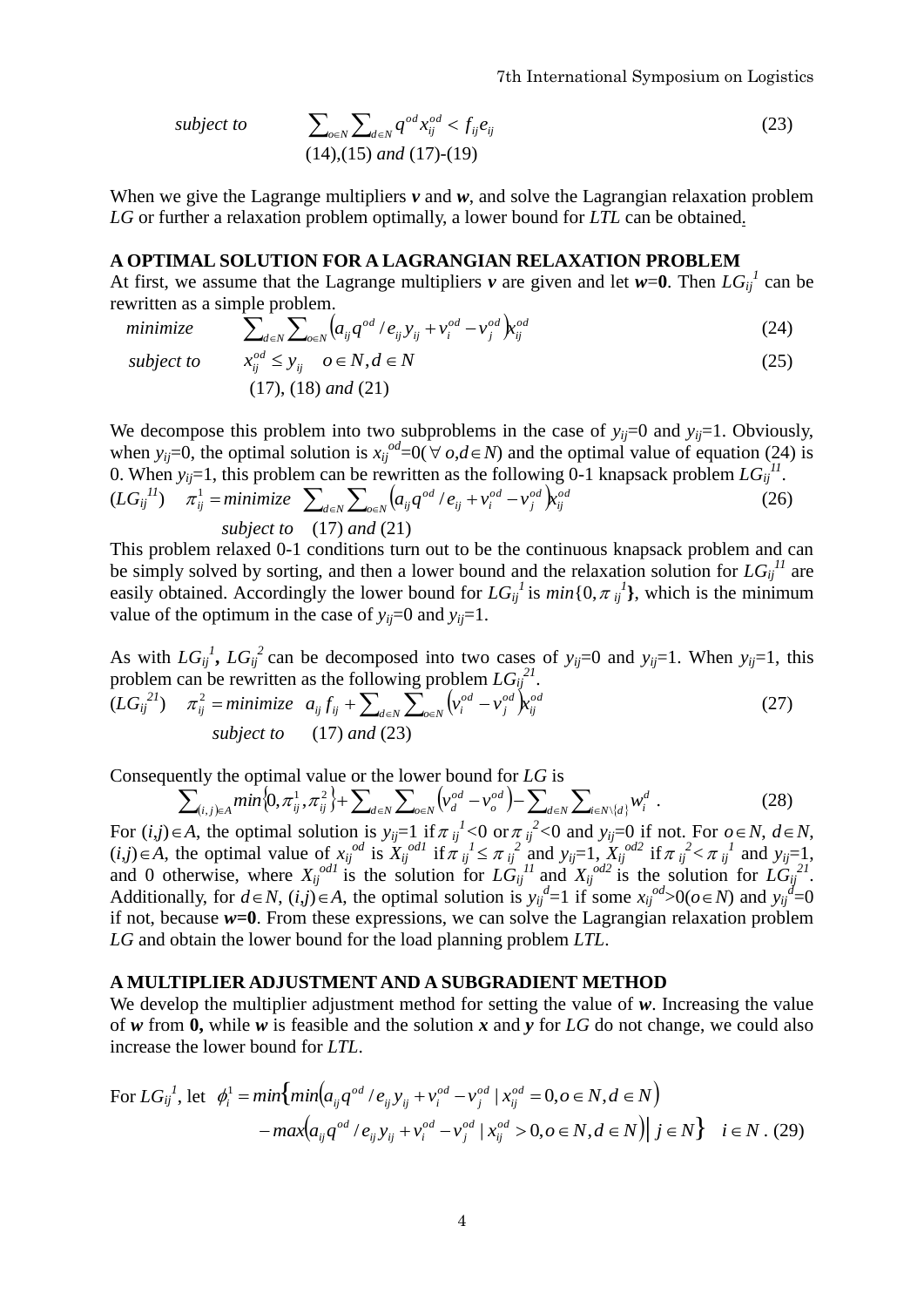$$\textit{subject to} \qquad \sum_{o\in N}\sum_{d\in N} q^{od} x_{ij}^{od} < f_{ij} e_{ij} \tag{23}$$

$$(14),(15) \textit{ and } (17)\text{-}(19)$$

When we give the Lagrange multipliers $\boldsymbol{v}$ and $\boldsymbol{w}$, and solve the Lagrangian relaxation problem *LG* or further a relaxation problem optimally, a lower bound for *LTL* can be obtained.

## A OPTIMAL SOLUTION FOR A LAGRANGIAN RELAXATION PROBLEM

At first, we assume that the Lagrange multipliers $\boldsymbol{v}$ are given and let $\boldsymbol{w}=\mathbf{0}$. Then $LG_{ij}^{1}$ can be rewritten as a simple problem.

$$\textit{minimize} \qquad \sum_{d\in N}\sum_{o\in N}\left(a_{ij} q^{od} / e_{ij} y_{ij} + v_i^{od} - v_j^{od}\right) x_{ij}^{od} \tag{24}$$

$$\textit{subject to} \qquad x_{ij}^{od} \le y_{ij} \quad o\in N, d\in N \tag{25}$$

$$(17),\ (18) \textit{ and } (21)$$

We decompose this problem into two subproblems in the case of $y_{ij}$=0 and $y_{ij}$=1. Obviously, when $y_{ij}$=0, the optimal solution is $x_{ij}^{od}=0(\forall\, o,d\in N)$ and the optimal value of equation (24) is 0. When $y_{ij}$=1, this problem can be rewritten as the following 0-1 knapsack problem $LG_{ij}^{11}$.

$$(LG_{ij}^{11}) \quad \pi_{ij}^{1} = \textit{minimize} \quad \sum_{d\in N}\sum_{o\in N}\left(a_{ij} q^{od} / e_{ij} + v_i^{od} - v_j^{od}\right) x_{ij}^{od} \tag{26}$$

$$\textit{subject to} \quad (17) \textit{ and } (21)$$

This problem relaxed 0-1 conditions turn out to be the continuous knapsack problem and can be simply solved by sorting, and then a lower bound and the relaxation solution for $LG_{ij}^{11}$ are easily obtained. Accordingly the lower bound for $LG_{ij}^{1}$ is $min\{0, \pi_{ij}^{1}\}$, which is the minimum value of the optimum in the case of $y_{ij}$=0 and $y_{ij}$=1.

As with $LG_{ij}^{1}$**,** $LG_{ij}^{2}$ can be decomposed into two cases of $y_{ij}$=0 and $y_{ij}$=1. When $y_{ij}$=1, this problem can be rewritten as the following problem $LG_{ij}^{21}$.

$$(LG_{ij}^{21}) \quad \pi_{ij}^{2} = \textit{minimize} \quad a_{ij} f_{ij} + \sum_{d\in N}\sum_{o\in N}\left(v_i^{od} - v_j^{od}\right) x_{ij}^{od} \tag{27}$$

$$\textit{subject to} \qquad (17) \textit{ and } (23)$$

Consequently the optimal value or the lower bound for *LG* is

$$\sum_{(i,j)\in A} min\{0, \pi_{ij}^{1}, \pi_{ij}^{2}\} + \sum_{d\in N}\sum_{o\in N}\left(v_d^{od} - v_o^{od}\right) - \sum_{d\in N}\sum_{i\in N\setminus\{d\}} w_i^{d} \,. \tag{28}$$

For $(i,j)\in A$, the optimal solution is $y_{ij}$=1 if $\pi_{ij}^{1}<0$ or $\pi_{ij}^{2}<0$ and $y_{ij}$=0 if not. For $o\in N$, $d\in N$, $(i,j)\in A$, the optimal value of $x_{ij}^{od}$ is $X_{ij}^{od1}$ if $\pi_{ij}^{1}\le \pi_{ij}^{2}$ and $y_{ij}$=1, $X_{ij}^{od2}$ if $\pi_{ij}^{2}<\pi_{ij}^{1}$ and $y_{ij}$=1, and 0 otherwise, where $X_{ij}^{od1}$ is the solution for $LG_{ij}^{11}$ and $X_{ij}^{od2}$ is the solution for $LG_{ij}^{21}$. Additionally, for $d\in N$, $(i,j)\in A$, the optimal solution is $y_{ij}^{d}$=1 if some $x_{ij}^{od}>0(o\in N)$ and $y_{ij}^{d}$=0 if not, because $\boldsymbol{w}$=**0**. From these expressions, we can solve the Lagrangian relaxation problem *LG* and obtain the lower bound for the load planning problem *LTL*.

## A MULTIPLIER ADJUSTMENT AND A SUBGRADIENT METHOD

We develop the multiplier adjustment method for setting the value of $\boldsymbol{w}$. Increasing the value of $\boldsymbol{w}$ from **0,** while $\boldsymbol{w}$ is feasible and the solution $\boldsymbol{x}$ and $\boldsymbol{y}$ for *LG* do not change, we could also increase the lower bound for *LTL*.

For $LG_{ij}^{1}$, let

$$\phi_i^{1} = min\Big\{min\left(a_{ij} q^{od} / e_{ij} y_{ij} + v_i^{od} - v_j^{od} \mid x_{ij}^{od}=0, o\in N, d\in N\right) - max\left(a_{ij} q^{od} / e_{ij} y_{ij} + v_i^{od} - v_j^{od} \mid x_{ij}^{od}>0, o\in N, d\in N\right) \Big|\ j\in N\Big\} \quad i\in N\,. \tag{29}$$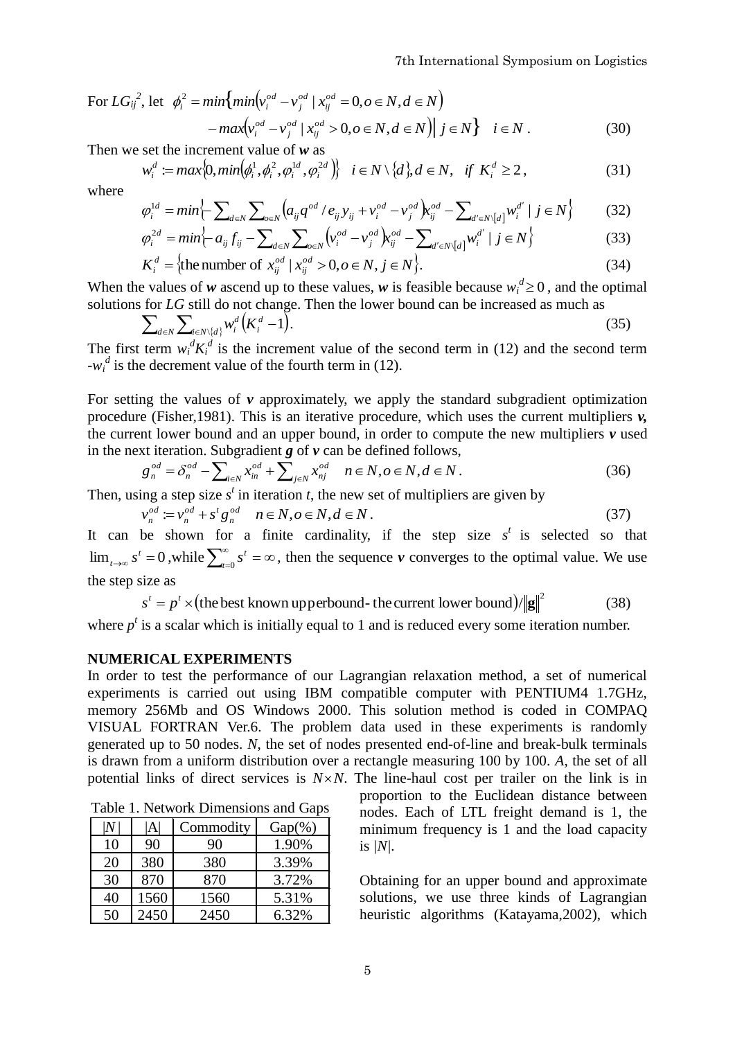For $LG_{ij}^{2}$, let $\phi_i^2 = min\Big\{min\Big(v_i^{od} - v_j^{od} \mid x_{ij}^{od} = 0, o \in N, d \in N\Big)$

$$- max\Big(v_i^{od} - v_j^{od} \mid x_{ij}^{od} > 0, o \in N, d \in N\Big) \Big| \; j \in N \Big\} \quad i \in N \,. \tag{30}$$

Then we set the increment value of ***w*** as

$$w_i^d := max\Big\{0, min\Big(\phi_i^1, \phi_i^2, \varphi_i^{1d}, \varphi_i^{2d}\Big)\Big\} \quad i \in N \setminus \{d\}, d \in N, \;\; if \;\; K_i^d \geq 2 \,, \tag{31}$$

where

$$\varphi_i^{1d} = min\Big\{- \sum_{d \in N} \sum_{o \in N} \Big(a_{ij} q^{od} / e_{ij} y_{ij} + v_i^{od} - v_j^{od}\Big) x_{ij}^{od} - \sum_{d' \in N \setminus [d]} w_i^{d'} \mid j \in N \Big\} \tag{32}$$

$$\varphi_i^{2d} = min\Big\{- a_{ij} f_{ij} - \sum_{d \in N} \sum_{o \in N} \Big(v_i^{od} - v_j^{od}\Big) x_{ij}^{od} - \sum_{d' \in N \setminus [d]} w_i^{d'} \mid j \in N \Big\} \tag{33}$$

$$K_i^d = \Big\{\text{the number of } x_{ij}^{od} \mid x_{ij}^{od} > 0, o \in N, j \in N \Big\}. \tag{34}$$

When the values of ***w*** ascend up to these values, ***w*** is feasible because $w_i^d \geq 0$ , and the optimal solutions for *LG* still do not change. Then the lower bound can be increased as much as

$$\sum_{d \in N} \sum_{i \in N \setminus \{d\}} w_i^d \Big(K_i^d - 1\Big). \tag{35}$$

The first term $w_i^d K_i^d$ is the increment value of the second term in (12) and the second term $-w_i^d$ is the decrement value of the fourth term in (12).

For setting the values of ***v*** approximately, we apply the standard subgradient optimization procedure (Fisher,1981). This is an iterative procedure, which uses the current multipliers ***v,*** the current lower bound and an upper bound, in order to compute the new multipliers ***v*** used in the next iteration. Subgradient ***g*** of ***v*** can be defined follows,

$$g_n^{od} = \delta_n^{od} - \sum_{i \in N} x_{in}^{od} + \sum_{j \in N} x_{nj}^{od} \quad n \in N, o \in N, d \in N \,. \tag{36}$$

Then, using a step size $s^t$ in iteration *t*, the new set of multipliers are given by

$$v_n^{od} := v_n^{od} + s^t g_n^{od} \quad n \in N, o \in N, d \in N \,. \tag{37}$$

It can be shown for a finite cardinality, if the step size $s^t$ is selected so that $\lim_{t \to \infty} s^t = 0$ ,while $\sum_{t=0}^{\infty} s^t = \infty$, then the sequence ***v*** converges to the optimal value. We use the step size as

$$s^t = p^t \times \big(\text{the best known upperbound - the current lower bound}\big) / \|\mathbf{g}\|^2 \tag{38}$$

where $p^t$ is a scalar which is initially equal to 1 and is reduced every some iteration number.

## NUMERICAL EXPERIMENTS

In order to test the performance of our Lagrangian relaxation method, a set of numerical experiments is carried out using IBM compatible computer with PENTIUM4 1.7GHz, memory 256Mb and OS Windows 2000. This solution method is coded in COMPAQ VISUAL FORTRAN Ver.6. The problem data used in these experiments is randomly generated up to 50 nodes. *N*, the set of nodes presented end-of-line and break-bulk terminals is drawn from a uniform distribution over a rectangle measuring 100 by 100. *A*, the set of all potential links of direct services is $N \times N$. The line-haul cost per trailer on the link is in proportion to the Euclidean distance between nodes. Each of LTL freight demand is 1, the minimum frequency is 1 and the load capacity is $|N|$.

Table 1. Network Dimensions and Gaps

| $\lvert N \rvert$ | $\lvert A \rvert$ | Commodity | Gap(%) |
|---|---|---|---|
| 10 | 90 | 90 | 1.90% |
| 20 | 380 | 380 | 3.39% |
| 30 | 870 | 870 | 3.72% |
| 40 | 1560 | 1560 | 5.31% |
| 50 | 2450 | 2450 | 6.32% |

Obtaining for an upper bound and approximate solutions, we use three kinds of Lagrangian heuristic algorithms (Katayama,2002), which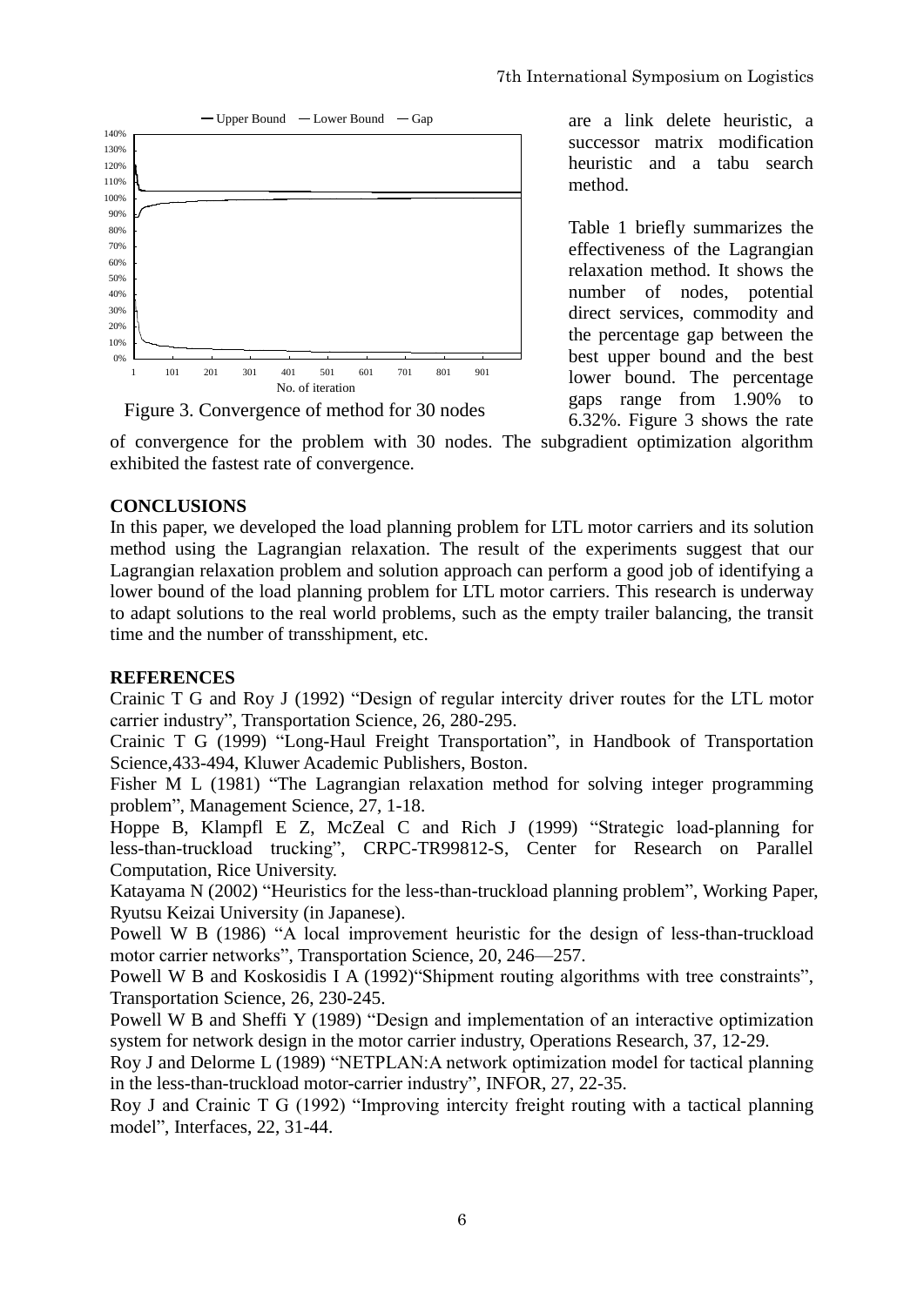— Upper Bound — Lower Bound — Gap

140%
130%
120%
110%
100%
90%
80%
70%
60%
50%
40%
30%
20%
10%
0%

1 101 201 301 401 501 601 701 801 901

No. of iteration

Figure 3. Convergence of method for 30 nodes

are a link delete heuristic, a successor matrix modification heuristic and a tabu search method.

Table 1 briefly summarizes the effectiveness of the Lagrangian relaxation method. It shows the number of nodes, potential direct services, commodity and the percentage gap between the best upper bound and the best lower bound. The percentage gaps range from 1.90% to 6.32%. Figure 3 shows the rate of convergence for the problem with 30 nodes. The subgradient optimization algorithm exhibited the fastest rate of convergence.

## CONCLUSIONS

In this paper, we developed the load planning problem for LTL motor carriers and its solution method using the Lagrangian relaxation. The result of the experiments suggest that our Lagrangian relaxation problem and solution approach can perform a good job of identifying a lower bound of the load planning problem for LTL motor carriers. This research is underway to adapt solutions to the real world problems, such as the empty trailer balancing, the transit time and the number of transshipment, etc.

## REFERENCES

Crainic T G and Roy J (1992) "Design of regular intercity driver routes for the LTL motor carrier industry", Transportation Science, 26, 280-295.

Crainic T G (1999) "Long-Haul Freight Transportation", in Handbook of Transportation Science,433-494, Kluwer Academic Publishers, Boston.

Fisher M L (1981) "The Lagrangian relaxation method for solving integer programming problem", Management Science, 27, 1-18.

Hoppe B, Klampfl E Z, McZeal C and Rich J (1999) "Strategic load-planning for less-than-truckload trucking", CRPC-TR99812-S, Center for Research on Parallel Computation, Rice University.

Katayama N (2002) "Heuristics for the less-than-truckload planning problem", Working Paper, Ryutsu Keizai University (in Japanese).

Powell W B (1986) "A local improvement heuristic for the design of less-than-truckload motor carrier networks", Transportation Science, 20, 246—257.

Powell W B and Koskosidis I A (1992)"Shipment routing algorithms with tree constraints", Transportation Science, 26, 230-245.

Powell W B and Sheffi Y (1989) "Design and implementation of an interactive optimization system for network design in the motor carrier industry, Operations Research, 37, 12-29.

Roy J and Delorme L (1989) "NETPLAN:A network optimization model for tactical planning in the less-than-truckload motor-carrier industry", INFOR, 27, 22-35.

Roy J and Crainic T G (1992) "Improving intercity freight routing with a tactical planning model", Interfaces, 22, 31-44.